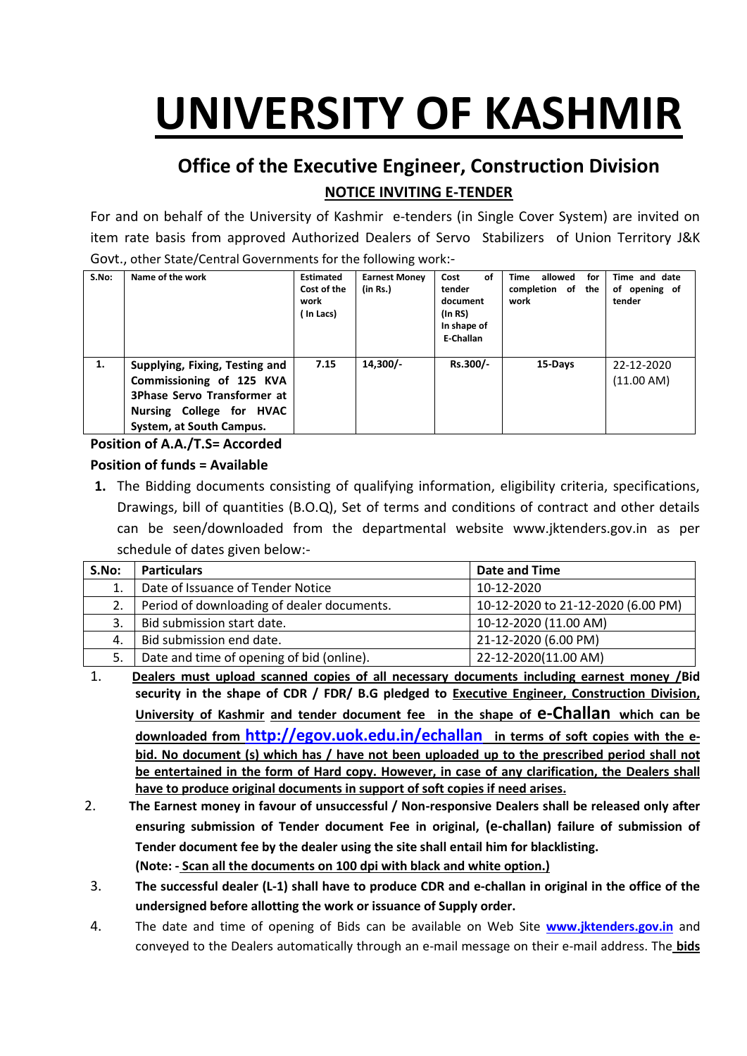# UNIVERSITY OF KASHMIR

## Office of the Executive Engineer, Construction Division

### NOTICE INVITING E-TENDER

For and on behalf of the University of Kashmir e-tenders (in Single Cover System) are invited on item rate basis from approved Authorized Dealers of Servo Stabilizers of Union Territory J&K Govt., other State/Central Governments for the following work:-

| S.No: | Name of the work | Estimated Cost of the work ( In Lacs) | Earnest Money (in Rs.) | Cost of tender document (In RS) In shape of E-Challan | Time allowed for completion of the work | Time and date of opening of tender |
|---|---|---|---|---|---|---|
| 1. | **Supplying, Fixing, Testing and Commissioning of 125 KVA 3Phase Servo Transformer at Nursing College for HVAC System, at South Campus.** | **7.15** | **14,300/-** | **Rs.300/-** | **15-Days** | 22-12-2020 (11.00 AM) |

**Position of A.A./T.S= Accorded**

**Position of funds = Available**

1. The Bidding documents consisting of qualifying information, eligibility criteria, specifications, Drawings, bill of quantities (B.O.Q), Set of terms and conditions of contract and other details can be seen/downloaded from the departmental website www.jktenders.gov.in as per schedule of dates given below:-

| S.No: | Particulars | Date and Time |
|---|---|---|
| 1. | Date of Issuance of Tender Notice | 10-12-2020 |
| 2. | Period of downloading of dealer documents. | 10-12-2020 to 21-12-2020 (6.00 PM) |
| 3. | Bid submission start date. | 10-12-2020 (11.00 AM) |
| 4. | Bid submission end date. | 21-12-2020 (6.00 PM) |
| 5. | Date and time of opening of bid (online). | 22-12-2020(11.00 AM) |

1. **Dealers must upload scanned copies of all necessary documents including earnest money /Bid security in the shape of CDR / FDR/ B.G pledged to Executive Engineer, Construction Division, University of Kashmir and tender document fee in the shape of e-Challan which can be downloaded from http://egov.uok.edu.in/echallan in terms of soft copies with the e-bid. No document (s) which has / have not been uploaded up to the prescribed period shall not be entertained in the form of Hard copy. However, in case of any clarification, the Dealers shall have to produce original documents in support of soft copies if need arises.**
2. **The Earnest money in favour of unsuccessful / Non-responsive Dealers shall be released only after ensuring submission of Tender document Fee in original, (e-challan) failure of submission of Tender document fee by the dealer using the site shall entail him for blacklisting.**
   **(Note: - Scan all the documents on 100 dpi with black and white option.)**
3. **The successful dealer (L-1) shall have to produce CDR and e-challan in original in the office of the undersigned before allotting the work or issuance of Supply order.**
4. The date and time of opening of Bids can be available on Web Site **www.jktenders.gov.in** and conveyed to the Dealers automatically through an e-mail message on their e-mail address. The **bids**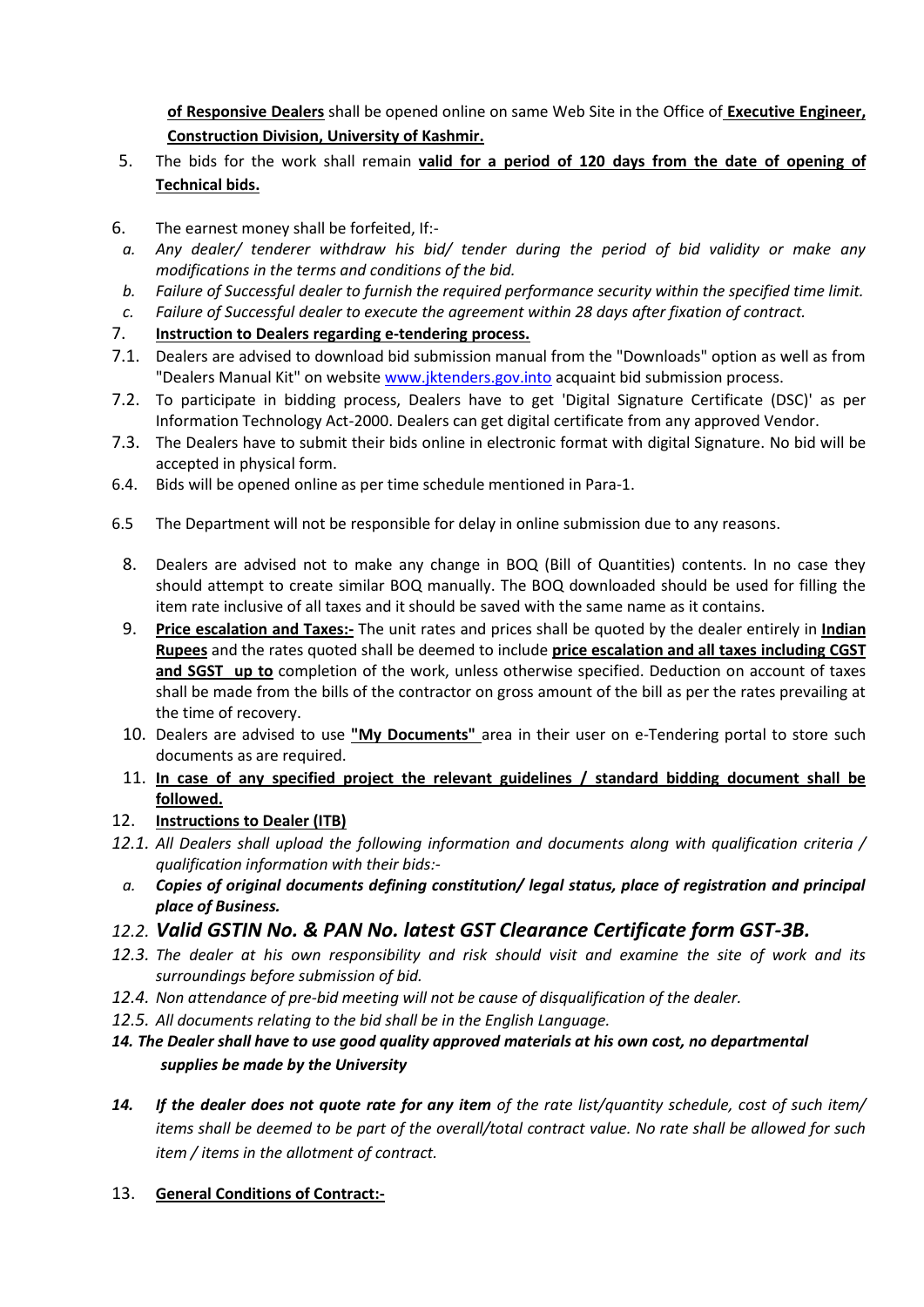**of Responsive Dealers** shall be opened online on same Web Site in the Office of **Executive Engineer, Construction Division, University of Kashmir.**

5. The bids for the work shall remain **valid for a period of 120 days from the date of opening of Technical bids.**

6. The earnest money shall be forfeited, If:-
   - a. *Any dealer/ tenderer withdraw his bid/ tender during the period of bid validity or make any modifications in the terms and conditions of the bid.*
   - b. *Failure of Successful dealer to furnish the required performance security within the specified time limit.*
   - c. *Failure of Successful dealer to execute the agreement within 28 days after fixation of contract.*

7. **Instruction to Dealers regarding e-tendering process.**

7.1. Dealers are advised to download bid submission manual from the "Downloads" option as well as from "Dealers Manual Kit" on website www.jktenders.gov.into acquaint bid submission process.

7.2. To participate in bidding process, Dealers have to get 'Digital Signature Certificate (DSC)' as per Information Technology Act-2000. Dealers can get digital certificate from any approved Vendor.

7.3. The Dealers have to submit their bids online in electronic format with digital Signature. No bid will be accepted in physical form.

6.4. Bids will be opened online as per time schedule mentioned in Para-1.

6.5 The Department will not be responsible for delay in online submission due to any reasons.

8. Dealers are advised not to make any change in BOQ (Bill of Quantities) contents. In no case they should attempt to create similar BOQ manually. The BOQ downloaded should be used for filling the item rate inclusive of all taxes and it should be saved with the same name as it contains.

9. **Price escalation and Taxes:-** The unit rates and prices shall be quoted by the dealer entirely in **Indian Rupees** and the rates quoted shall be deemed to include **price escalation and all taxes including CGST and SGST up to** completion of the work, unless otherwise specified. Deduction on account of taxes shall be made from the bills of the contractor on gross amount of the bill as per the rates prevailing at the time of recovery.

10. Dealers are advised to use **"My Documents"** area in their user on e-Tendering portal to store such documents as are required.

11. **In case of any specified project the relevant guidelines / standard bidding document shall be followed.**

12. **Instructions to Dealer (ITB)**

*12.1. All Dealers shall upload the following information and documents along with qualification criteria / qualification information with their bids:-*

   - *a.* ***Copies of original documents defining constitution/ legal status, place of registration and principal place of Business.***

*12.2.* ***Valid GSTIN No. & PAN No. latest GST Clearance Certificate form GST-3B.***

*12.3. The dealer at his own responsibility and risk should visit and examine the site of work and its surroundings before submission of bid.*

*12.4. Non attendance of pre-bid meeting will not be cause of disqualification of the dealer.*

*12.5. All documents relating to the bid shall be in the English Language.*

***14. The Dealer shall have to use good quality approved materials at his own cost, no departmental supplies be made by the University***

***14. If the dealer does not quote rate for any item*** *of the rate list/quantity schedule, cost of such item/ items shall be deemed to be part of the overall/total contract value. No rate shall be allowed for such item / items in the allotment of contract.*

13. **General Conditions of Contract:-**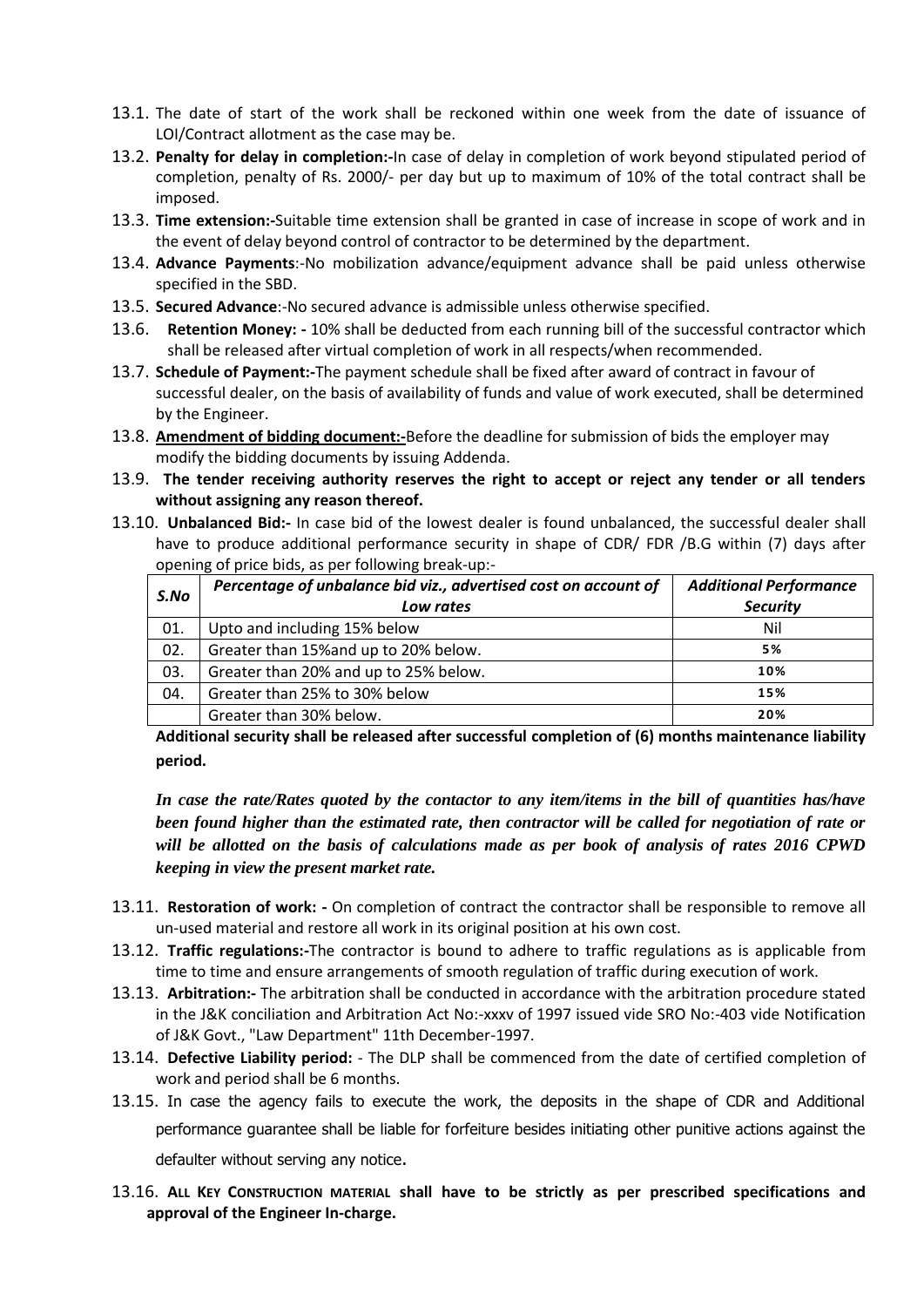13.1. The date of start of the work shall be reckoned within one week from the date of issuance of LOI/Contract allotment as the case may be.

13.2. **Penalty for delay in completion:-**In case of delay in completion of work beyond stipulated period of completion, penalty of Rs. 2000/- per day but up to maximum of 10% of the total contract shall be imposed.

13.3. **Time extension:-**Suitable time extension shall be granted in case of increase in scope of work and in the event of delay beyond control of contractor to be determined by the department.

13.4. **Advance Payments**:-No mobilization advance/equipment advance shall be paid unless otherwise specified in the SBD.

13.5. **Secured Advance**:-No secured advance is admissible unless otherwise specified.

13.6. **Retention Money: -** 10% shall be deducted from each running bill of the successful contractor which shall be released after virtual completion of work in all respects/when recommended.

13.7. **Schedule of Payment:-**The payment schedule shall be fixed after award of contract in favour of successful dealer, on the basis of availability of funds and value of work executed, shall be determined by the Engineer.

13.8. **<u>Amendment of bidding document:-</u>**Before the deadline for submission of bids the employer may modify the bidding documents by issuing Addenda.

13.9. **The tender receiving authority reserves the right to accept or reject any tender or all tenders without assigning any reason thereof.**

13.10. **Unbalanced Bid:-** In case bid of the lowest dealer is found unbalanced, the successful dealer shall have to produce additional performance security in shape of CDR/ FDR /B.G within (7) days after opening of price bids, as per following break-up:-

| ***S.No*** | ***Percentage of unbalance bid viz., advertised cost on account of Low rates*** | ***Additional Performance Security*** |
|---|---|---|
| 01. | Upto and including 15% below | Nil |
| 02. | Greater than 15%and up to 20% below. | **5%** |
| 03. | Greater than 20% and up to 25% below. | **10%** |
| 04. | Greater than 25% to 30% below | **15%** |
| | Greater than 30% below. | **20%** |

**Additional security shall be released after successful completion of (6) months maintenance liability period.**

***In case the rate/Rates quoted by the contactor to any item/items in the bill of quantities has/have been found higher than the estimated rate, then contractor will be called for negotiation of rate or will be allotted on the basis of calculations made as per book of analysis of rates 2016 CPWD keeping in view the present market rate.***

13.11. **Restoration of work: -** On completion of contract the contractor shall be responsible to remove all un-used material and restore all work in its original position at his own cost.

13.12. **Traffic regulations:-**The contractor is bound to adhere to traffic regulations as is applicable from time to time and ensure arrangements of smooth regulation of traffic during execution of work.

13.13. **Arbitration:-** The arbitration shall be conducted in accordance with the arbitration procedure stated in the J&K conciliation and Arbitration Act No:-xxxv of 1997 issued vide SRO No:-403 vide Notification of J&K Govt., "Law Department" 11th December-1997.

13.14. **Defective Liability period:** - The DLP shall be commenced from the date of certified completion of work and period shall be 6 months.

13.15. In case the agency fails to execute the work, the deposits in the shape of CDR and Additional performance guarantee shall be liable for forfeiture besides initiating other punitive actions against the defaulter without serving any notice**.**

13.16. **ALL KEY CONSTRUCTION MATERIAL shall have to be strictly as per prescribed specifications and approval of the Engineer In-charge.**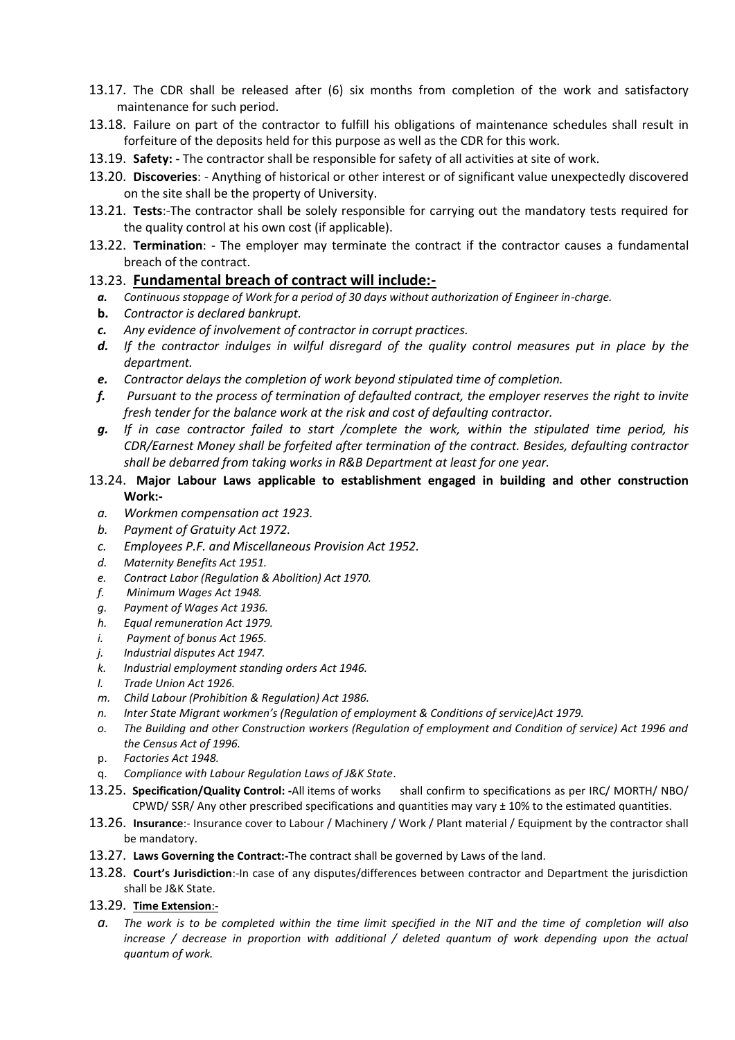13.17. The CDR shall be released after (6) six months from completion of the work and satisfactory maintenance for such period.

13.18. Failure on part of the contractor to fulfill his obligations of maintenance schedules shall result in forfeiture of the deposits held for this purpose as well as the CDR for this work.

13.19. **Safety: -** The contractor shall be responsible for safety of all activities at site of work.

13.20. **Discoveries**: - Anything of historical or other interest or of significant value unexpectedly discovered on the site shall be the property of University.

13.21. **Tests**:-The contractor shall be solely responsible for carrying out the mandatory tests required for the quality control at his own cost (if applicable).

13.22. **Termination**: - The employer may terminate the contract if the contractor causes a fundamental breach of the contract.

13.23. **Fundamental breach of contract will include:-**

- ***a.*** *Continuous stoppage of Work for a period of 30 days without authorization of Engineer in-charge.*
- **b.** *Contractor is declared bankrupt.*
- ***c.*** *Any evidence of involvement of contractor in corrupt practices.*
- ***d.*** *If the contractor indulges in wilful disregard of the quality control measures put in place by the department.*
- ***e.*** *Contractor delays the completion of work beyond stipulated time of completion.*
- ***f.*** *Pursuant to the process of termination of defaulted contract, the employer reserves the right to invite fresh tender for the balance work at the risk and cost of defaulting contractor.*
- ***g.*** *If in case contractor failed to start /complete the work, within the stipulated time period, his CDR/Earnest Money shall be forfeited after termination of the contract. Besides, defaulting contractor shall be debarred from taking works in R&B Department at least for one year.*

13.24. **Major Labour Laws applicable to establishment engaged in building and other construction Work:-**

- *a. Workmen compensation act 1923.*
- *b. Payment of Gratuity Act 1972.*
- *c. Employees P.F. and Miscellaneous Provision Act 1952.*
- *d. Maternity Benefits Act 1951.*
- *e. Contract Labor (Regulation & Abolition) Act 1970.*
- *f. Minimum Wages Act 1948.*
- *g. Payment of Wages Act 1936.*
- *h. Equal remuneration Act 1979.*
- *i. Payment of bonus Act 1965.*
- *j. Industrial disputes Act 1947.*
- *k. Industrial employment standing orders Act 1946.*
- *l. Trade Union Act 1926.*
- *m. Child Labour (Prohibition & Regulation) Act 1986.*
- *n. Inter State Migrant workmen's (Regulation of employment & Conditions of service)Act 1979.*
- *o. The Building and other Construction workers (Regulation of employment and Condition of service) Act 1996 and the Census Act of 1996.*
- p. *Factories Act 1948.*
- q. *Compliance with Labour Regulation Laws of J&K State*.

13.25. **Specification/Quality Control: -**All items of works shall confirm to specifications as per IRC/ MORTH/ NBO/ CPWD/ SSR/ Any other prescribed specifications and quantities may vary ± 10% to the estimated quantities.

13.26. **Insurance**:- Insurance cover to Labour / Machinery / Work / Plant material / Equipment by the contractor shall be mandatory.

13.27. **Laws Governing the Contract:-**The contract shall be governed by Laws of the land.

13.28. **Court's Jurisdiction**:-In case of any disputes/differences between contractor and Department the jurisdiction shall be J&K State.

13.29. **Time Extension**:-

- *a. The work is to be completed within the time limit specified in the NIT and the time of completion will also increase / decrease in proportion with additional / deleted quantum of work depending upon the actual quantum of work.*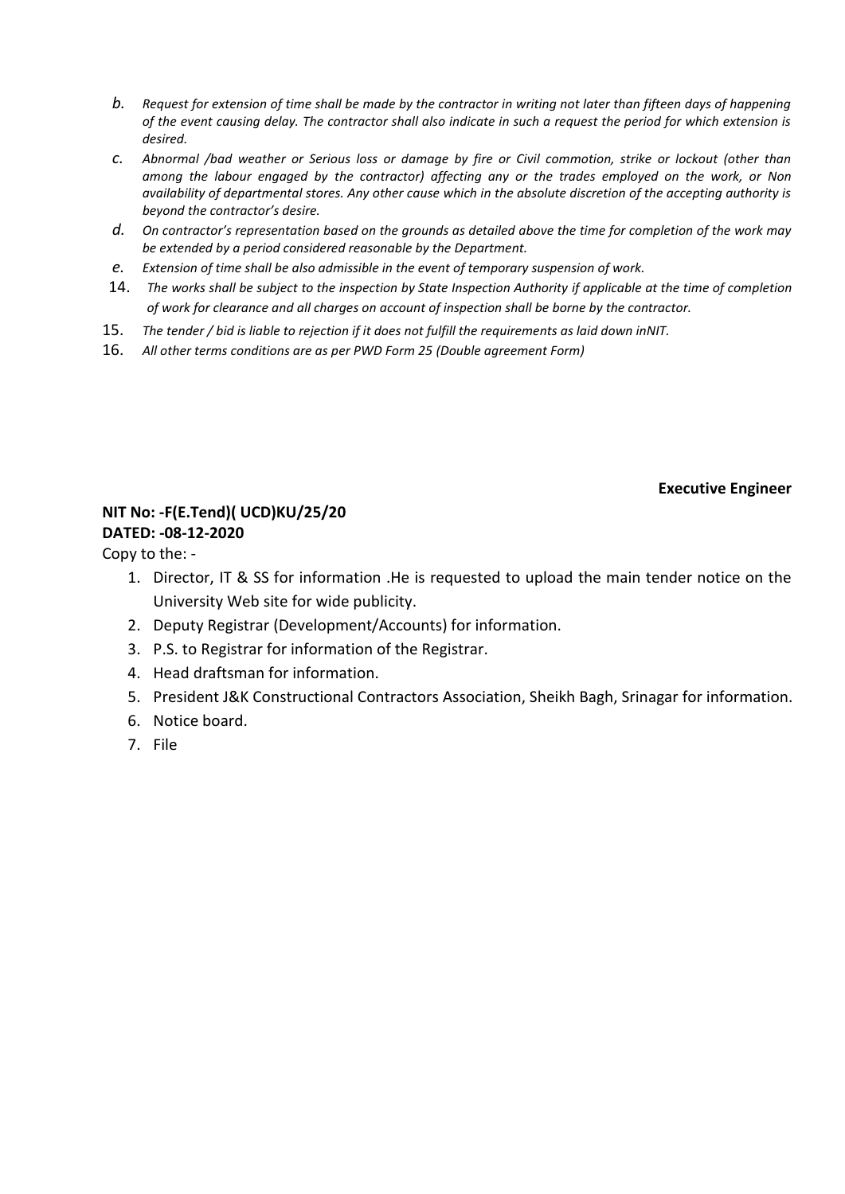- *b. Request for extension of time shall be made by the contractor in writing not later than fifteen days of happening of the event causing delay. The contractor shall also indicate in such a request the period for which extension is desired.*
- *c. Abnormal /bad weather or Serious loss or damage by fire or Civil commotion, strike or lockout (other than among the labour engaged by the contractor) affecting any or the trades employed on the work, or Non availability of departmental stores. Any other cause which in the absolute discretion of the accepting authority is beyond the contractor's desire.*
- *d. On contractor's representation based on the grounds as detailed above the time for completion of the work may be extended by a period considered reasonable by the Department.*
- *e. Extension of time shall be also admissible in the event of temporary suspension of work.*

14. *The works shall be subject to the inspection by State Inspection Authority if applicable at the time of completion of work for clearance and all charges on account of inspection shall be borne by the contractor.*
15. *The tender / bid is liable to rejection if it does not fulfill the requirements as laid down inNIT.*
16. *All other terms conditions are as per PWD Form 25 (Double agreement Form)*

**Executive Engineer**

**NIT No: -F(E.Tend)( UCD)KU/25/20**
**DATED: -08-12-2020**

Copy to the: -

1. Director, IT & SS for information .He is requested to upload the main tender notice on the University Web site for wide publicity.
2. Deputy Registrar (Development/Accounts) for information.
3. P.S. to Registrar for information of the Registrar.
4. Head draftsman for information.
5. President J&K Constructional Contractors Association, Sheikh Bagh, Srinagar for information.
6. Notice board.
7. File